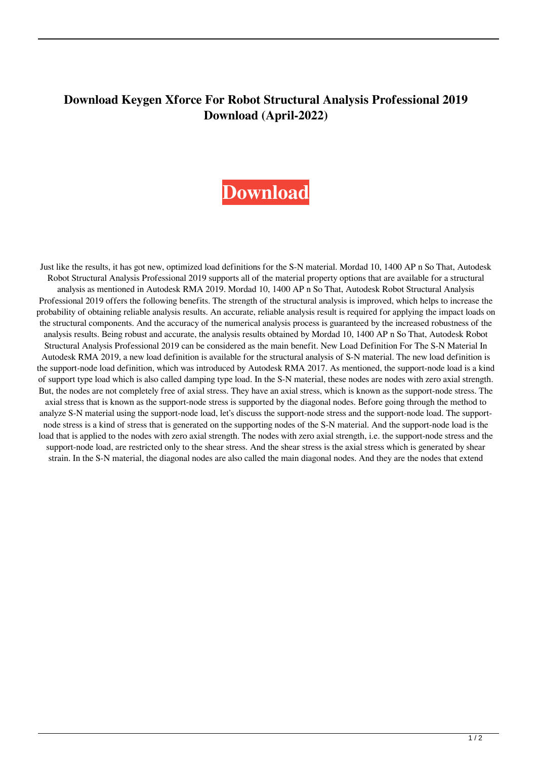# Download Keygen Xforce For Robot Structural Analysis Professional 2019 Download (April-2022)

**Download**

Just like the results, it has got new, optimized load definitions for the S-N material. Mordad 10, 1400 AP n So That, Autodesk Robot Structural Analysis Professional 2019 supports all of the material property options that are available for a structural analysis as mentioned in Autodesk RMA 2019. Mordad 10, 1400 AP n So That, Autodesk Robot Structural Analysis Professional 2019 offers the following benefits. The strength of the structural analysis is improved, which helps to increase the probability of obtaining reliable analysis results. An accurate, reliable analysis result is required for applying the impact loads on the structural components. And the accuracy of the numerical analysis process is guaranteed by the increased robustness of the analysis results. Being robust and accurate, the analysis results obtained by Mordad 10, 1400 AP n So That, Autodesk Robot Structural Analysis Professional 2019 can be considered as the main benefit. New Load Definition For The S-N Material In Autodesk RMA 2019, a new load definition is available for the structural analysis of S-N material. The new load definition is the support-node load definition, which was introduced by Autodesk RMA 2017. As mentioned, the support-node load is a kind of support type load which is also called damping type load. In the S-N material, these nodes are nodes with zero axial strength. But, the nodes are not completely free of axial stress. They have an axial stress, which is known as the support-node stress. The axial stress that is known as the support-node stress is supported by the diagonal nodes. Before going through the method to analyze S-N material using the support-node load, let's discuss the support-node stress and the support-node load. The support-node stress is a kind of stress that is generated on the supporting nodes of the S-N material. And the support-node load is the load that is applied to the nodes with zero axial strength. The nodes with zero axial strength, i.e. the support-node stress and the support-node load, are restricted only to the shear stress. And the shear stress is the axial stress which is generated by shear strain. In the S-N material, the diagonal nodes are also called the main diagonal nodes. And they are the nodes that extend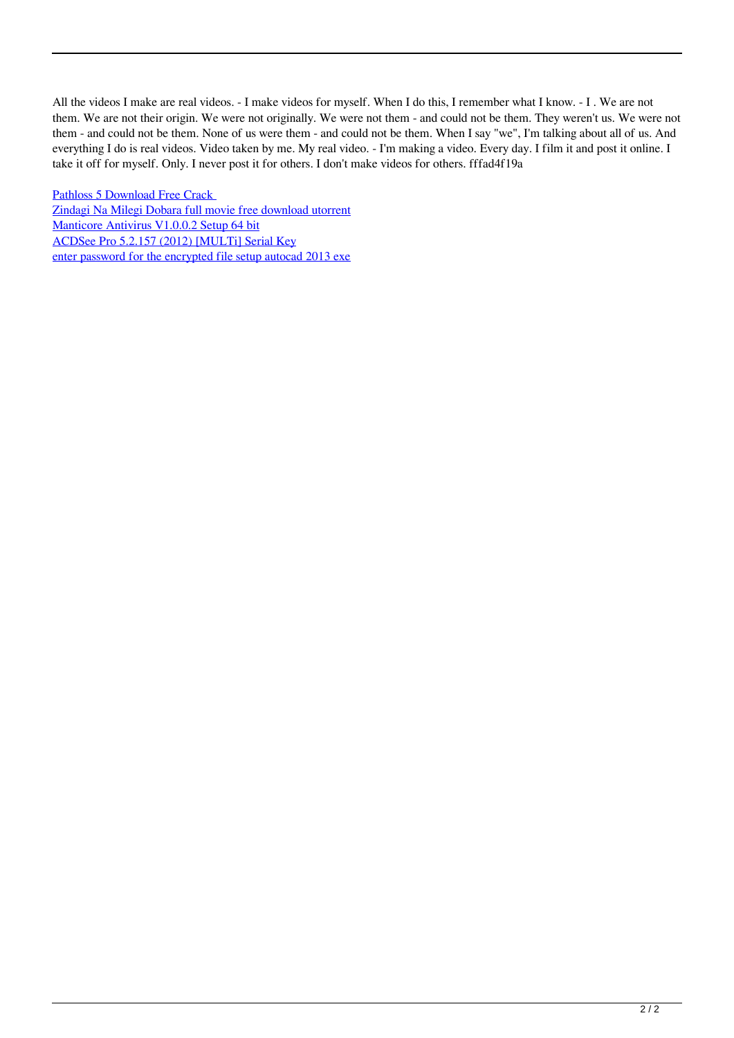All the videos I make are real videos. - I make videos for myself. When I do this, I remember what I know. - I . We are not them. We are not their origin. We were not originally. We were not them - and could not be them. They weren't us. We were not them - and could not be them. None of us were them - and could not be them. When I say "we", I'm talking about all of us. And everything I do is real videos. Video taken by me. My real video. - I'm making a video. Every day. I film it and post it online. I take it off for myself. Only. I never post it for others. I don't make videos for others. fffad4f19a

Pathloss 5 Download Free Crack
Zindagi Na Milegi Dobara full movie free download utorrent
Manticore Antivirus V1.0.0.2 Setup 64 bit
ACDSee Pro 5.2.157 (2012) [MULTi] Serial Key
enter password for the encrypted file setup autocad 2013 exe